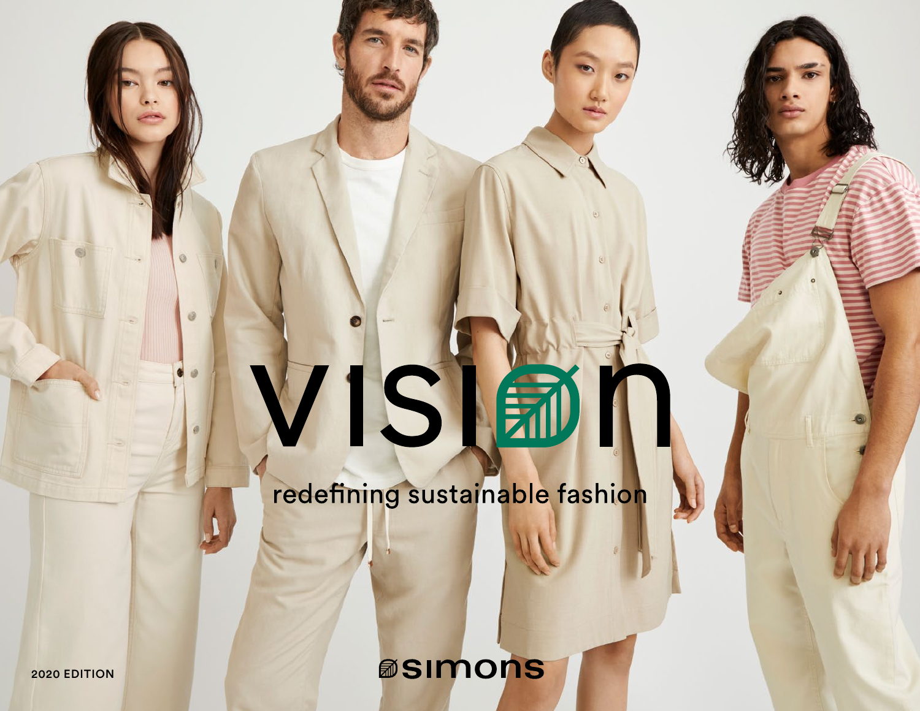# vision

redefining sustainable fashion

2020 EDITION

simons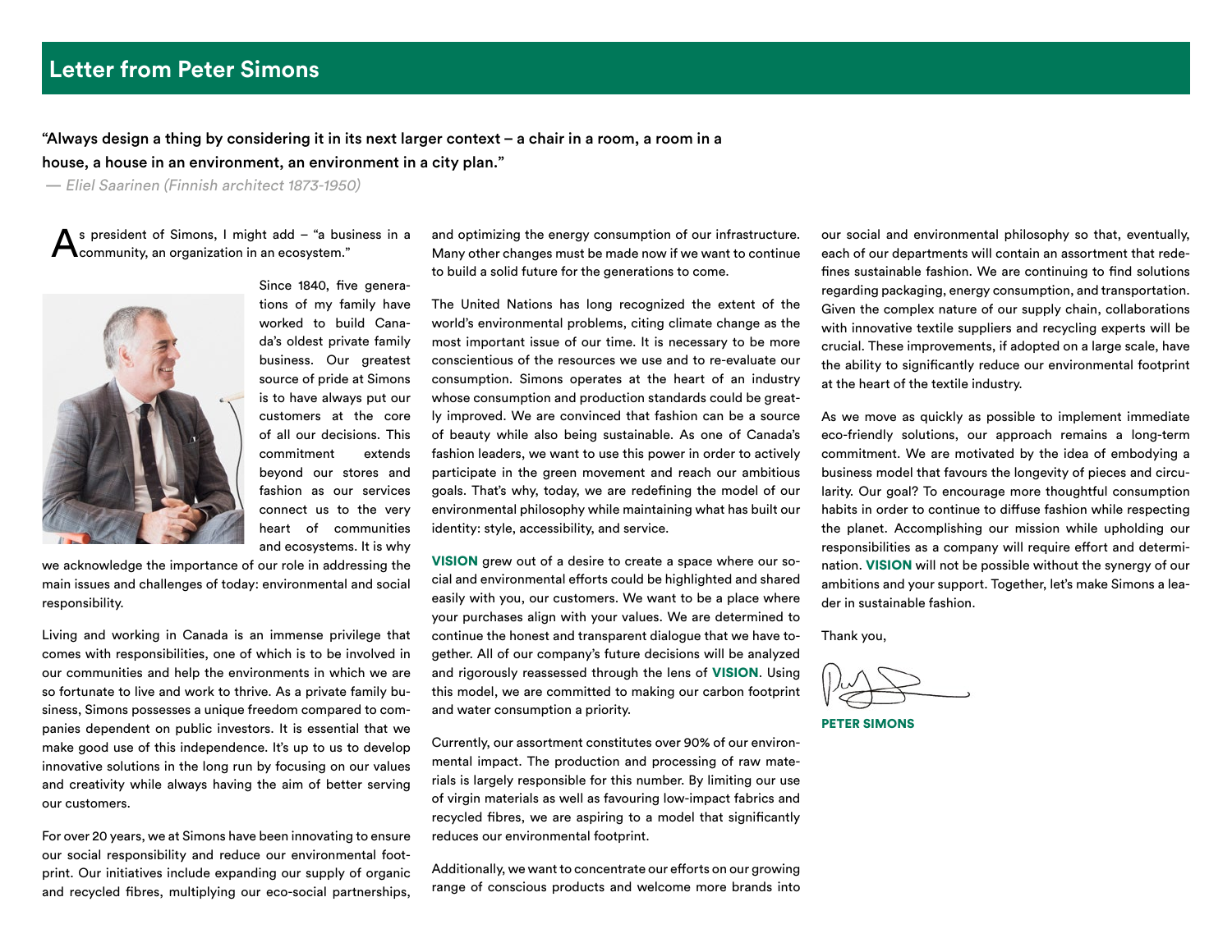## Letter from Peter Simons

**"Always design a thing by considering it in its next larger context – a chair in a room, a room in a house, a house in an environment, an environment in a city plan."**

*— Eliel Saarinen (Finnish architect 1873-1950)*

As president of Simons, I might add – "a business in a community, an organization in an ecosystem."

Since 1840, five generations of my family have worked to build Canada's oldest private family business. Our greatest source of pride at Simons is to have always put our customers at the core of all our decisions. This commitment extends beyond our stores and fashion as our services connect us to the very heart of communities and ecosystems. It is why we acknowledge the importance of our role in addressing the main issues and challenges of today: environmental and social responsibility.

Living and working in Canada is an immense privilege that comes with responsibilities, one of which is to be involved in our communities and help the environments in which we are so fortunate to live and work to thrive. As a private family business, Simons possesses a unique freedom compared to companies dependent on public investors. It is essential that we make good use of this independence. It's up to us to develop innovative solutions in the long run by focusing on our values and creativity while always having the aim of better serving our customers.

For over 20 years, we at Simons have been innovating to ensure our social responsibility and reduce our environmental footprint. Our initiatives include expanding our supply of organic and recycled fibres, multiplying our eco-social partnerships, and optimizing the energy consumption of our infrastructure. Many other changes must be made now if we want to continue to build a solid future for the generations to come.

The United Nations has long recognized the extent of the world's environmental problems, citing climate change as the most important issue of our time. It is necessary to be more conscientious of the resources we use and to re-evaluate our consumption. Simons operates at the heart of an industry whose consumption and production standards could be greatly improved. We are convinced that fashion can be a source of beauty while also being sustainable. As one of Canada's fashion leaders, we want to use this power in order to actively participate in the green movement and reach our ambitious goals. That's why, today, we are redefining the model of our environmental philosophy while maintaining what has built our identity: style, accessibility, and service.

**VISION** grew out of a desire to create a space where our social and environmental efforts could be highlighted and shared easily with you, our customers. We want to be a place where your purchases align with your values. We are determined to continue the honest and transparent dialogue that we have together. All of our company's future decisions will be analyzed and rigorously reassessed through the lens of **VISION**. Using this model, we are committed to making our carbon footprint and water consumption a priority.

Currently, our assortment constitutes over 90% of our environmental impact. The production and processing of raw materials is largely responsible for this number. By limiting our use of virgin materials as well as favouring low-impact fabrics and recycled fibres, we are aspiring to a model that significantly reduces our environmental footprint.

Additionally, we want to concentrate our efforts on our growing range of conscious products and welcome more brands into our social and environmental philosophy so that, eventually, each of our departments will contain an assortment that redefines sustainable fashion. We are continuing to find solutions regarding packaging, energy consumption, and transportation. Given the complex nature of our supply chain, collaborations with innovative textile suppliers and recycling experts will be crucial. These improvements, if adopted on a large scale, have the ability to significantly reduce our environmental footprint at the heart of the textile industry.

As we move as quickly as possible to implement immediate eco-friendly solutions, our approach remains a long-term commitment. We are motivated by the idea of embodying a business model that favours the longevity of pieces and circularity. Our goal? To encourage more thoughtful consumption habits in order to continue to diffuse fashion while respecting the planet. Accomplishing our mission while upholding our responsibilities as a company will require effort and determination. **VISION** will not be possible without the synergy of our ambitions and your support. Together, let's make Simons a leader in sustainable fashion.

Thank you,

**PETER SIMONS**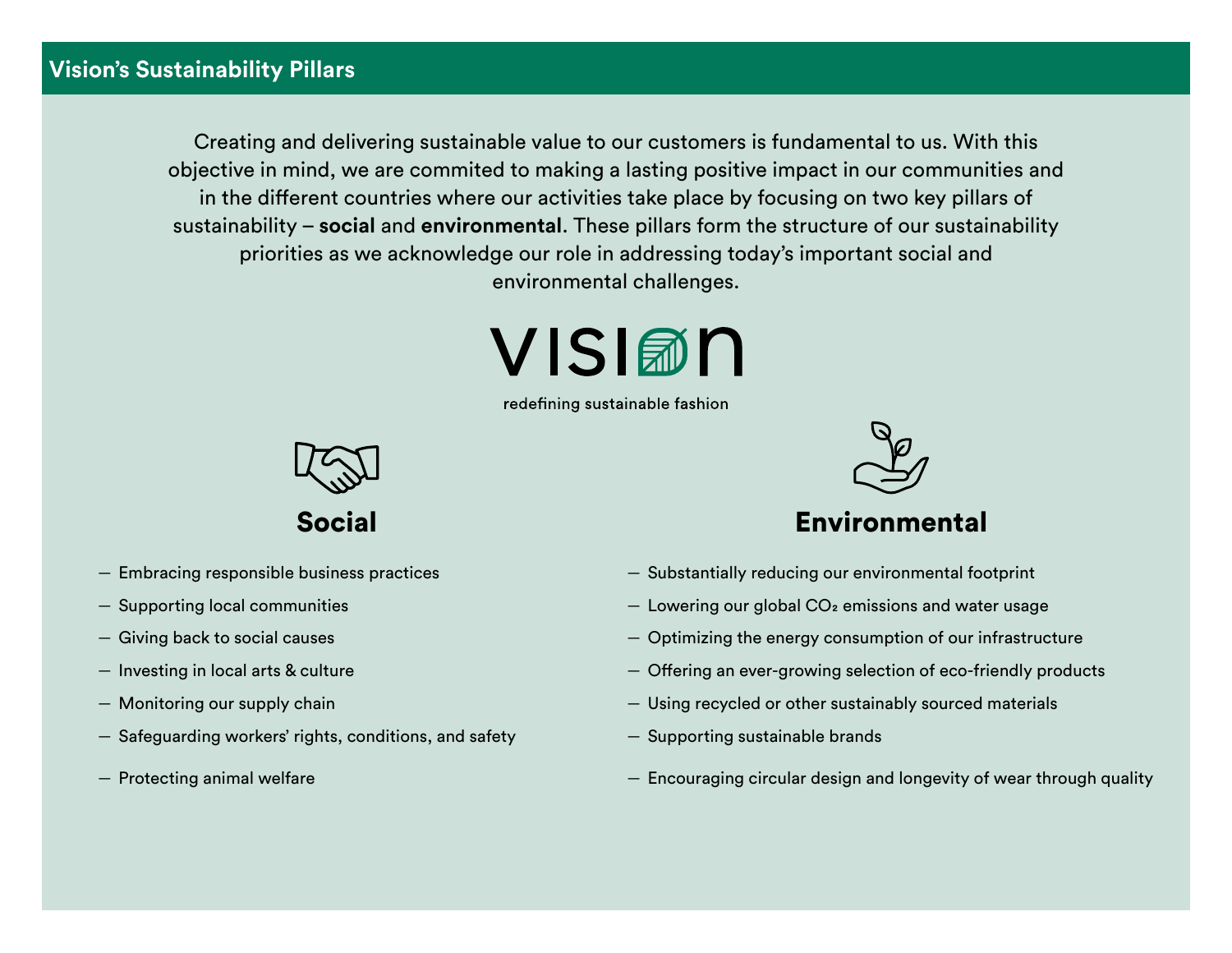## Vision's Sustainability Pillars

Creating and delivering sustainable value to our customers is fundamental to us. With this objective in mind, we are commited to making a lasting positive impact in our communities and in the different countries where our activities take place by focusing on two key pillars of sustainability – **social** and **environmental**. These pillars form the structure of our sustainability priorities as we acknowledge our role in addressing today's important social and environmental challenges.

VISION

redefining sustainable fashion

### Social

- Embracing responsible business practices
- Supporting local communities
- Giving back to social causes
- Investing in local arts & culture
- Monitoring our supply chain
- Safeguarding workers' rights, conditions, and safety
- Protecting animal welfare

### Environmental

- Substantially reducing our environmental footprint
- Lowering our global $CO_2$ emissions and water usage
- Optimizing the energy consumption of our infrastructure
- Offering an ever-growing selection of eco-friendly products
- Using recycled or other sustainably sourced materials
- Supporting sustainable brands
- Encouraging circular design and longevity of wear through quality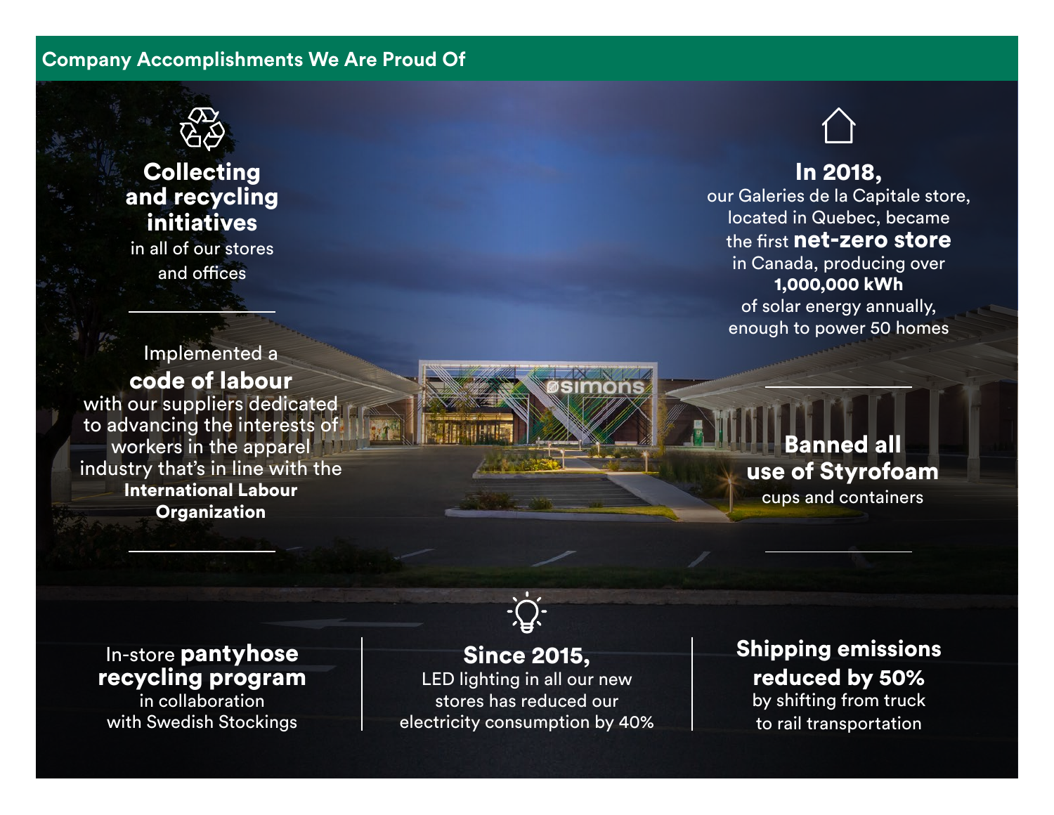## Company Accomplishments We Are Proud Of

**Collecting and recycling initiatives** in all of our stores and offices

Implemented a **code of labour** with our suppliers dedicated to advancing the interests of workers in the apparel industry that's in line with the **International Labour Organization**

**In 2018,** our Galeries de la Capitale store, located in Quebec, became the first **net-zero store** in Canada, producing over **1,000,000 kWh** of solar energy annually, enough to power 50 homes

**Banned all use of Styrofoam** cups and containers

In-store **pantyhose recycling program** in collaboration with Swedish Stockings

**Since 2015,** LED lighting in all our new stores has reduced our electricity consumption by 40%

**Shipping emissions reduced by 50%** by shifting from truck to rail transportation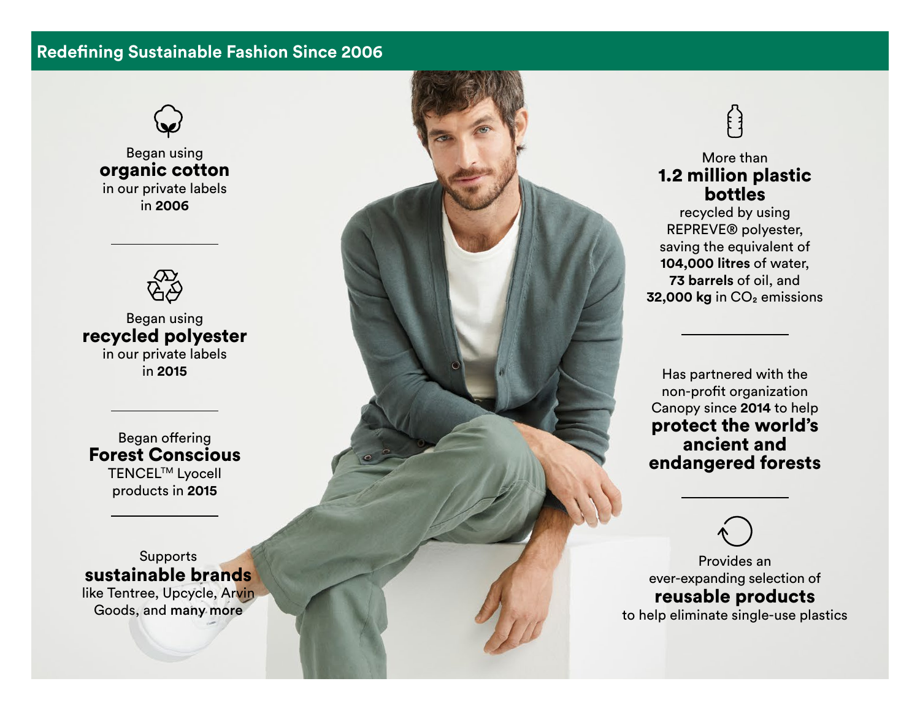## Redefining Sustainable Fashion Since 2006

Began using **organic cotton** in our private labels in **2006**

Began using **recycled polyester** in our private labels in **2015**

Began offering **Forest Conscious** TENCEL™ Lyocell products in **2015**

Supports **sustainable brands** like Tentree, Upcycle, Arvin Goods, and many more

More than **1.2 million plastic bottles** recycled by using REPREVE® polyester, saving the equivalent of **104,000 litres** of water, **73 barrels** of oil, and **32,000 kg** in $CO_2$ emissions

Has partnered with the non-profit organization Canopy since **2014** to help **protect the world's ancient and endangered forests**

Provides an ever-expanding selection of **reusable products** to help eliminate single-use plastics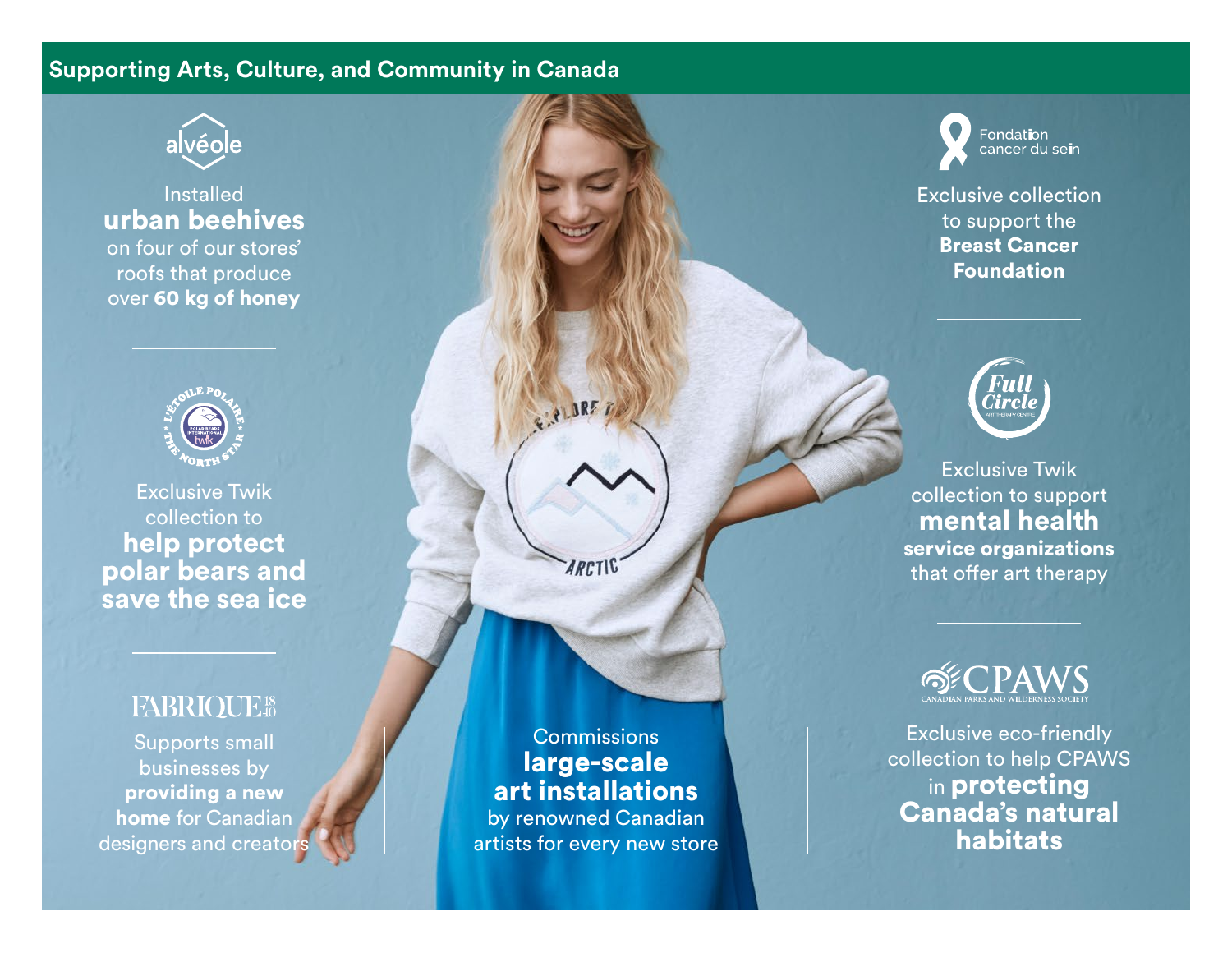## Supporting Arts, Culture, and Community in Canada

alvéole

Installed **urban beehives** on four of our stores' roofs that produce over **60 kg of honey**

L'ÉTOILE POLAIRE · THE NORTH STAR · POLAR BEARS INTERNATIONAL · twik

Exclusive Twik collection to **help protect polar bears and save the sea ice**

FABRIQUE 1840

Supports small businesses by **providing a new home** for Canadian designers and creators

Commissions **large-scale art installations** by renowned Canadian artists for every new store

Fondation cancer du sein

Exclusive collection to support the **Breast Cancer Foundation**

Full Circle

Exclusive Twik collection to support **mental health service organizations** that offer art therapy

CPAWS
CANADIAN PARKS AND WILDERNESS SOCIETY

Exclusive eco-friendly collection to help CPAWS in **protecting Canada's natural habitats**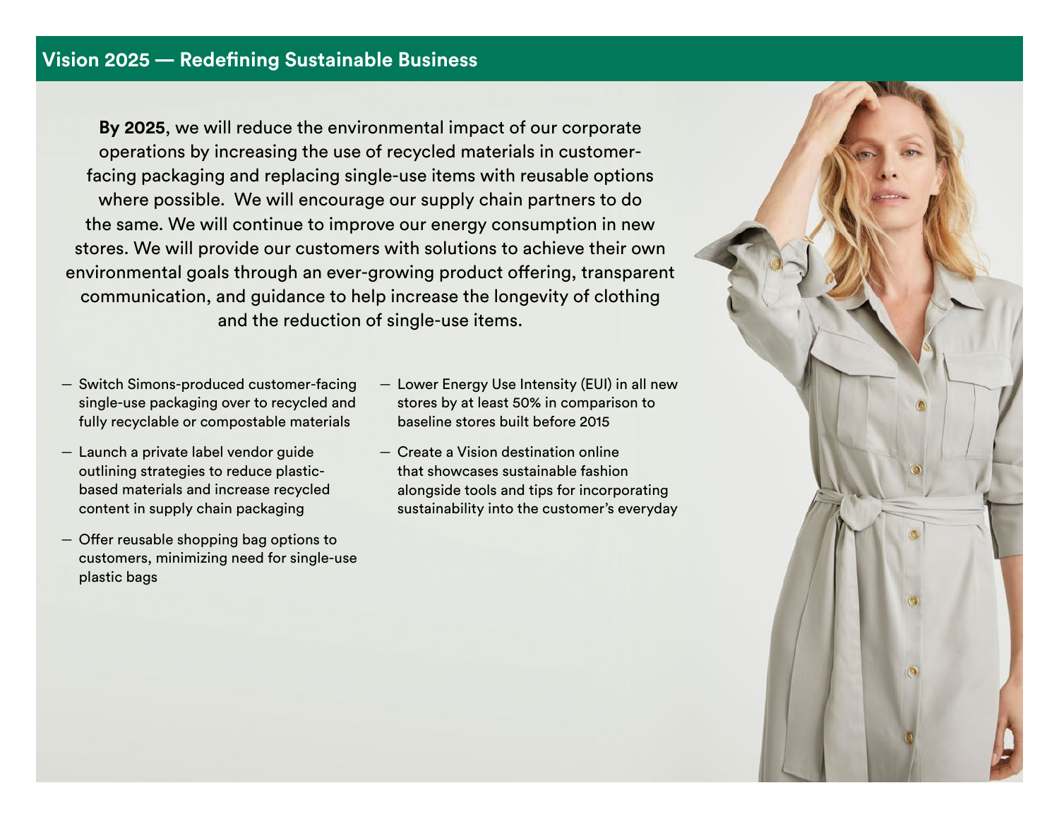## Vision 2025 — Redefining Sustainable Business

**By 2025**, we will reduce the environmental impact of our corporate operations by increasing the use of recycled materials in customer-facing packaging and replacing single-use items with reusable options where possible. We will encourage our supply chain partners to do the same. We will continue to improve our energy consumption in new stores. We will provide our customers with solutions to achieve their own environmental goals through an ever-growing product offering, transparent communication, and guidance to help increase the longevity of clothing and the reduction of single-use items.

- Switch Simons-produced customer-facing single-use packaging over to recycled and fully recyclable or compostable materials
- Launch a private label vendor guide outlining strategies to reduce plastic-based materials and increase recycled content in supply chain packaging
- Offer reusable shopping bag options to customers, minimizing need for single-use plastic bags
- Lower Energy Use Intensity (EUI) in all new stores by at least 50% in comparison to baseline stores built before 2015
- Create a Vision destination online that showcases sustainable fashion alongside tools and tips for incorporating sustainability into the customer's everyday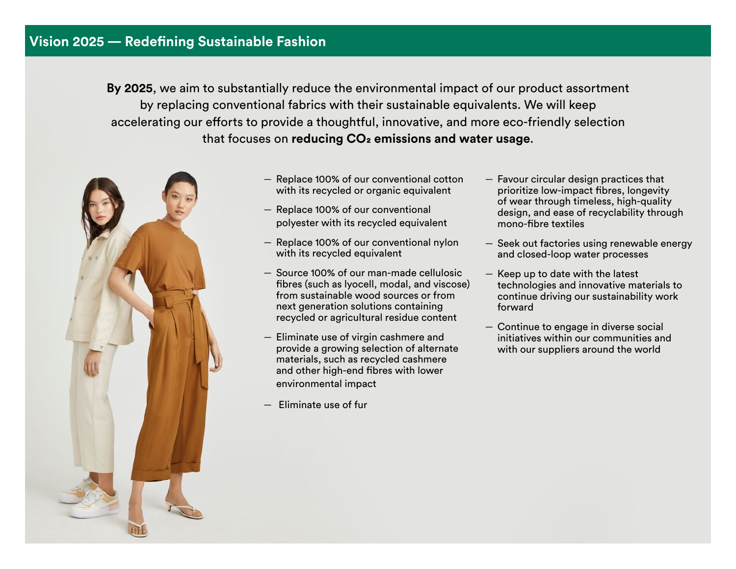## Vision 2025 — Redefining Sustainable Fashion

**By 2025**, we aim to substantially reduce the environmental impact of our product assortment by replacing conventional fabrics with their sustainable equivalents. We will keep accelerating our efforts to provide a thoughtful, innovative, and more eco-friendly selection that focuses on **reducing $CO_2$ emissions and water usage**.

- Replace 100% of our conventional cotton with its recycled or organic equivalent
- Replace 100% of our conventional polyester with its recycled equivalent
- Replace 100% of our conventional nylon with its recycled equivalent
- Source 100% of our man-made cellulosic fibres (such as lyocell, modal, and viscose) from sustainable wood sources or from next generation solutions containing recycled or agricultural residue content
- Eliminate use of virgin cashmere and provide a growing selection of alternate materials, such as recycled cashmere and other high-end fibres with lower environmental impact
- Eliminate use of fur
- Favour circular design practices that prioritize low-impact fibres, longevity of wear through timeless, high-quality design, and ease of recyclability through mono-fibre textiles
- Seek out factories using renewable energy and closed-loop water processes
- Keep up to date with the latest technologies and innovative materials to continue driving our sustainability work forward
- Continue to engage in diverse social initiatives within our communities and with our suppliers around the world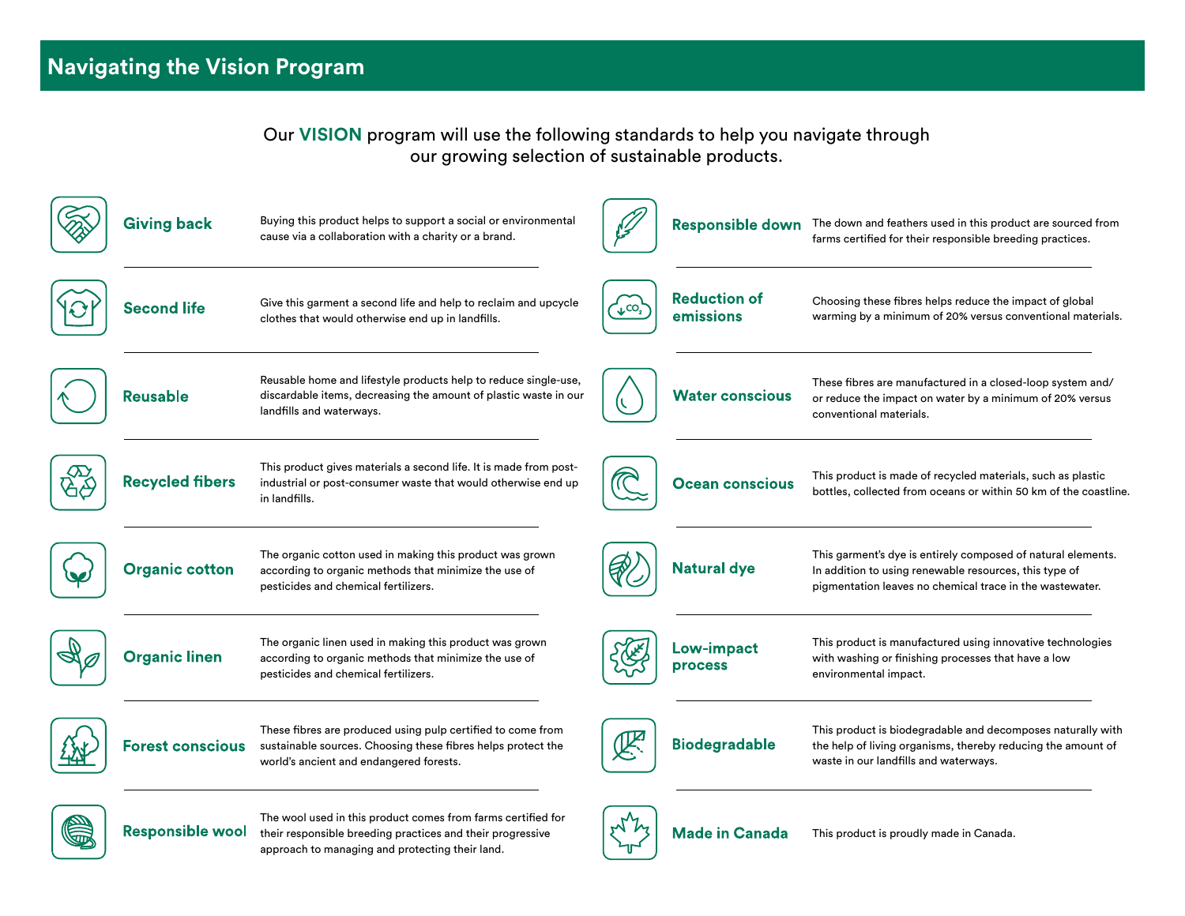## Navigating the Vision Program

Our **VISION** program will use the following standards to help you navigate through our growing selection of sustainable products.

**Giving back**
Buying this product helps to support a social or environmental cause via a collaboration with a charity or a brand.

**Second life**
Give this garment a second life and help to reclaim and upcycle clothes that would otherwise end up in landfills.

**Reusable**
Reusable home and lifestyle products help to reduce single-use, discardable items, decreasing the amount of plastic waste in our landfills and waterways.

**Recycled fibers**
This product gives materials a second life. It is made from post-industrial or post-consumer waste that would otherwise end up in landfills.

**Organic cotton**
The organic cotton used in making this product was grown according to organic methods that minimize the use of pesticides and chemical fertilizers.

**Organic linen**
The organic linen used in making this product was grown according to organic methods that minimize the use of pesticides and chemical fertilizers.

**Forest conscious**
These fibres are produced using pulp certified to come from sustainable sources. Choosing these fibres helps protect the world's ancient and endangered forests.

**Responsible wool**
The wool used in this product comes from farms certified for their responsible breeding practices and their progressive approach to managing and protecting their land.

**Responsible down**
The down and feathers used in this product are sourced from farms certified for their responsible breeding practices.

**Reduction of emissions**
Choosing these fibres helps reduce the impact of global warming by a minimum of 20% versus conventional materials.

**Water conscious**
These fibres are manufactured in a closed-loop system and/or reduce the impact on water by a minimum of 20% versus conventional materials.

**Ocean conscious**
This product is made of recycled materials, such as plastic bottles, collected from oceans or within 50 km of the coastline.

**Natural dye**
This garment's dye is entirely composed of natural elements. In addition to using renewable resources, this type of pigmentation leaves no chemical trace in the wastewater.

**Low-impact process**
This product is manufactured using innovative technologies with washing or finishing processes that have a low environmental impact.

**Biodegradable**
This product is biodegradable and decomposes naturally with the help of living organisms, thereby reducing the amount of waste in our landfills and waterways.

**Made in Canada**
This product is proudly made in Canada.